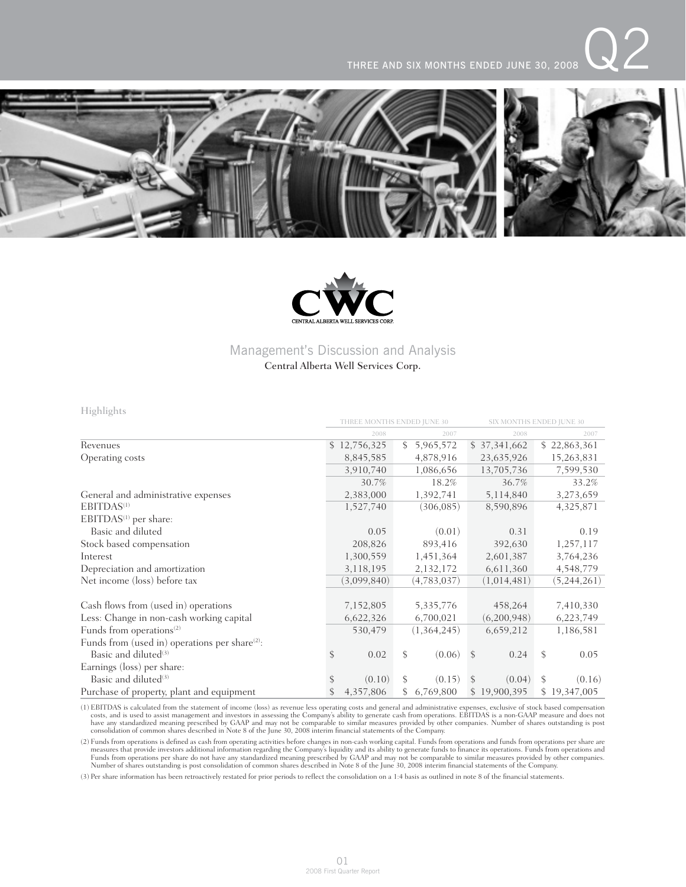THREE AND SIX MONTHS ENDED JUNE 30, 2008 Q2

CWC
CENTRAL ALBERTA WELL SERVICES CORP.

# Management's Discussion and Analysis

Central Alberta Well Services Corp.

## Highlights

| | THREE MONTHS ENDED JUNE 30 | | SIX MONTHS ENDED JUNE 30 | |
|---|---|---|---|---|
| | 2008 | 2007 | 2008 | 2007 |
| Revenues | $ 12,756,325 | $ 5,965,572 | $ 37,341,662 | $ 22,863,361 |
| Operating costs | 8,845,585 | 4,878,916 | 23,635,926 | 15,263,831 |
| | 3,910,740 | 1,086,656 | 13,705,736 | 7,599,530 |
| | 30.7% | 18.2% | 36.7% | 33.2% |
| General and administrative expenses | 2,383,000 | 1,392,741 | 5,114,840 | 3,273,659 |
| EBITDAS[(1)] | 1,527,740 | (306,085) | 8,590,896 | 4,325,871 |
| EBITDAS[(1)] per share: | | | | |
| Basic and diluted | 0.05 | (0.01) | 0.31 | 0.19 |
| Stock based compensation | 208,826 | 893,416 | 392,630 | 1,257,117 |
| Interest | 1,300,559 | 1,451,364 | 2,601,387 | 3,764,236 |
| Depreciation and amortization | 3,118,195 | 2,132,172 | 6,611,360 | 4,548,779 |
| Net income (loss) before tax | (3,099,840) | (4,783,037) | (1,014,481) | (5,244,261) |
| Cash flows from (used in) operations | 7,152,805 | 5,335,776 | 458,264 | 7,410,330 |
| Less: Change in non-cash working capital | 6,622,326 | 6,700,021 | (6,200,948) | 6,223,749 |
| Funds from operations[(2)] | 530,479 | (1,364,245) | 6,659,212 | 1,186,581 |
| Funds from (used in) operations per share[(2)]: | | | | |
| Basic and diluted[(3)] | $ 0.02 | $ (0.06) | $ 0.24 | $ 0.05 |
| Earnings (loss) per share: | | | | |
| Basic and diluted[(3)] | $ (0.10) | $ (0.15) | $ (0.04) | $ (0.16) |
| Purchase of property, plant and equipment | $ 4,357,806 | $ 6,769,800 | $ 19,900,395 | $ 19,347,005 |

(1) EBITDAS is calculated from the statement of income (loss) as revenue less operating costs and general and administrative expenses, exclusive of stock based compensation costs, and is used to assist management and investors in assessing the Company's ability to generate cash from operations. EBITDAS is a non-GAAP measure and does not have any standardized meaning prescribed by GAAP and may not be comparable to similar measures provided by other companies. Number of shares outstanding is post consolidation of common shares described in Note 8 of the June 30, 2008 interim financial statements of the Company.

(2) Funds from operations is defined as cash from operating activities before changes in non-cash working capital. Funds from operations and funds from operations per share are measures that provide investors additional information regarding the Company's liquidity and its ability to generate funds to finance its operations. Funds from operations and Funds from operations per share do not have any standardized meaning prescribed by GAAP and may not be comparable to similar measures provided by other companies. Number of shares outstanding is post consolidation of common shares described in Note 8 of the June 30, 2008 interim financial statements of the Company.

(3) Per share information has been retroactively restated for prior periods to reflect the consolidation on a 1:4 basis as outlined in note 8 of the financial statements.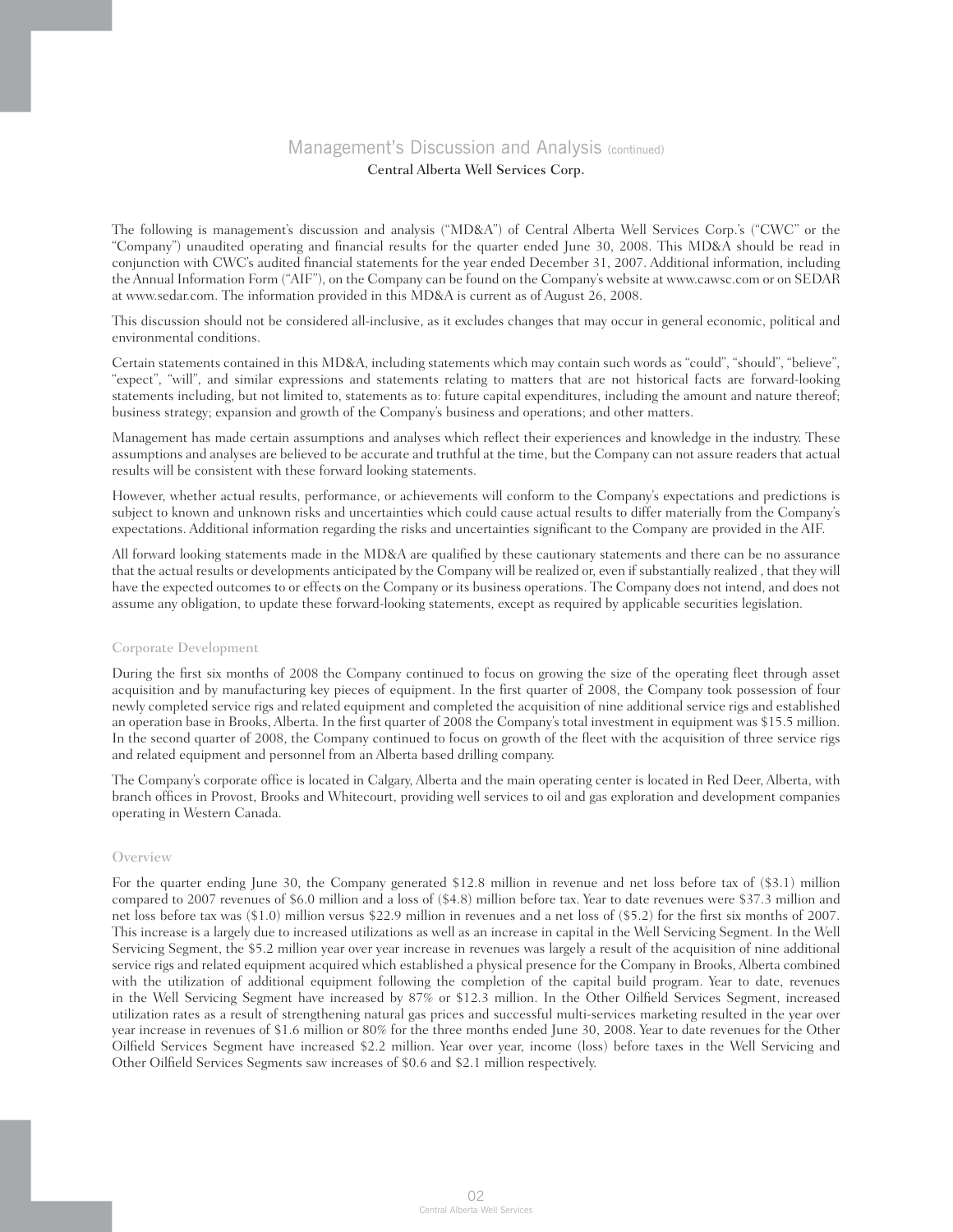# Management's Discussion and Analysis (continued)

Central Alberta Well Services Corp.

The following is management's discussion and analysis ("MD&A") of Central Alberta Well Services Corp.'s ("CWC" or the "Company") unaudited operating and financial results for the quarter ended June 30, 2008. This MD&A should be read in conjunction with CWC's audited financial statements for the year ended December 31, 2007. Additional information, including the Annual Information Form ("AIF"), on the Company can be found on the Company's website at www.cawsc.com or on SEDAR at www.sedar.com. The information provided in this MD&A is current as of August 26, 2008.

This discussion should not be considered all-inclusive, as it excludes changes that may occur in general economic, political and environmental conditions.

Certain statements contained in this MD&A, including statements which may contain such words as "could", "should", "believe", "expect", "will", and similar expressions and statements relating to matters that are not historical facts are forward-looking statements including, but not limited to, statements as to: future capital expenditures, including the amount and nature thereof; business strategy; expansion and growth of the Company's business and operations; and other matters.

Management has made certain assumptions and analyses which reflect their experiences and knowledge in the industry. These assumptions and analyses are believed to be accurate and truthful at the time, but the Company can not assure readers that actual results will be consistent with these forward looking statements.

However, whether actual results, performance, or achievements will conform to the Company's expectations and predictions is subject to known and unknown risks and uncertainties which could cause actual results to differ materially from the Company's expectations. Additional information regarding the risks and uncertainties significant to the Company are provided in the AIF.

All forward looking statements made in the MD&A are qualified by these cautionary statements and there can be no assurance that the actual results or developments anticipated by the Company will be realized or, even if substantially realized , that they will have the expected outcomes to or effects on the Company or its business operations. The Company does not intend, and does not assume any obligation, to update these forward-looking statements, except as required by applicable securities legislation.

## Corporate Development

During the first six months of 2008 the Company continued to focus on growing the size of the operating fleet through asset acquisition and by manufacturing key pieces of equipment. In the first quarter of 2008, the Company took possession of four newly completed service rigs and related equipment and completed the acquisition of nine additional service rigs and established an operation base in Brooks, Alberta. In the first quarter of 2008 the Company's total investment in equipment was $15.5 million. In the second quarter of 2008, the Company continued to focus on growth of the fleet with the acquisition of three service rigs and related equipment and personnel from an Alberta based drilling company.

The Company's corporate office is located in Calgary, Alberta and the main operating center is located in Red Deer, Alberta, with branch offices in Provost, Brooks and Whitecourt, providing well services to oil and gas exploration and development companies operating in Western Canada.

## Overview

For the quarter ending June 30, the Company generated $12.8 million in revenue and net loss before tax of ($3.1) million compared to 2007 revenues of $6.0 million and a loss of ($4.8) million before tax. Year to date revenues were $37.3 million and net loss before tax was ($1.0) million versus $22.9 million in revenues and a net loss of ($5.2) for the first six months of 2007. This increase is a largely due to increased utilizations as well as an increase in capital in the Well Servicing Segment. In the Well Servicing Segment, the $5.2 million year over year increase in revenues was largely a result of the acquisition of nine additional service rigs and related equipment acquired which established a physical presence for the Company in Brooks, Alberta combined with the utilization of additional equipment following the completion of the capital build program. Year to date, revenues in the Well Servicing Segment have increased by 87% or $12.3 million. In the Other Oilfield Services Segment, increased utilization rates as a result of strengthening natural gas prices and successful multi-services marketing resulted in the year over year increase in revenues of $1.6 million or 80% for the three months ended June 30, 2008. Year to date revenues for the Other Oilfield Services Segment have increased $2.2 million. Year over year, income (loss) before taxes in the Well Servicing and Other Oilfield Services Segments saw increases of $0.6 and $2.1 million respectively.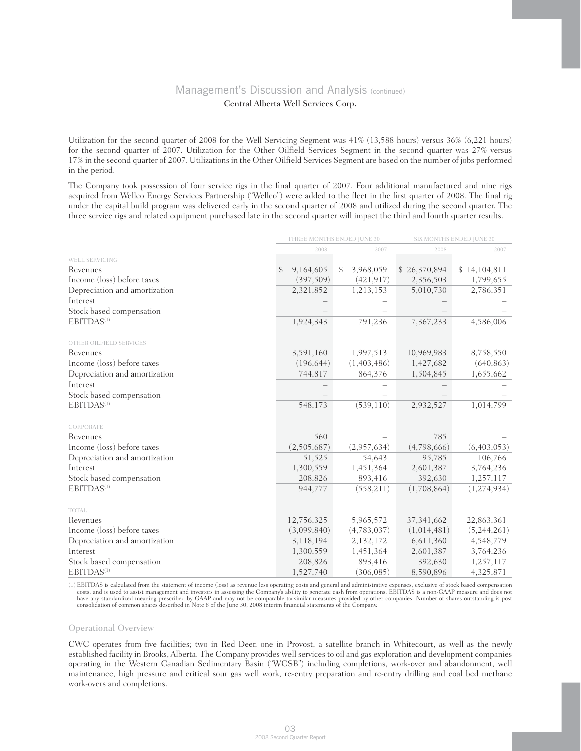## Management's Discussion and Analysis (continued)

Central Alberta Well Services Corp.

Utilization for the second quarter of 2008 for the Well Servicing Segment was 41% (13,588 hours) versus 36% (6,221 hours) for the second quarter of 2007. Utilization for the Other Oilfield Services Segment in the second quarter was 27% versus 17% in the second quarter of 2007. Utilizations in the Other Oilfield Services Segment are based on the number of jobs performed in the period.

The Company took possession of four service rigs in the final quarter of 2007. Four additional manufactured and nine rigs acquired from Wellco Energy Services Partnership ("Wellco") were added to the fleet in the first quarter of 2008. The final rig under the capital build program was delivered early in the second quarter of 2008 and utilized during the second quarter. The three service rigs and related equipment purchased late in the second quarter will impact the third and fourth quarter results.

| | THREE MONTHS ENDED JUNE 30 | | SIX MONTHS ENDED JUNE 30 | |
|---|---|---|---|---|
| | 2008 | 2007 | 2008 | 2007 |
| WELL SERVICING | | | | |
| Revenues | $ 9,164,605 | $ 3,968,059 | $ 26,370,894 | $ 14,104,811 |
| Income (loss) before taxes | (397,509) | (421,917) | 2,356,503 | 1,799,655 |
| Depreciation and amortization | 2,321,852 | 1,213,153 | 5,010,730 | 2,786,351 |
| Interest | – | – | – | – |
| Stock based compensation | – | – | – | – |
| EBITDAS[(1)] | 1,924,343 | 791,236 | 7,367,233 | 4,586,006 |
| OTHER OILFIELD SERVICES | | | | |
| Revenues | 3,591,160 | 1,997,513 | 10,969,983 | 8,758,550 |
| Income (loss) before taxes | (196,644) | (1,403,486) | 1,427,682 | (640,863) |
| Depreciation and amortization | 744,817 | 864,376 | 1,504,845 | 1,655,662 |
| Interest | – | – | – | – |
| Stock based compensation | – | – | – | – |
| EBITDAS[(1)] | 548,173 | (539,110) | 2,932,527 | 1,014,799 |
| CORPORATE | | | | |
| Revenues | 560 | – | 785 | – |
| Income (loss) before taxes | (2,505,687) | (2,957,634) | (4,798,666) | (6,403,053) |
| Depreciation and amortization | 51,525 | 54,643 | 95,785 | 106,766 |
| Interest | 1,300,559 | 1,451,364 | 2,601,387 | 3,764,236 |
| Stock based compensation | 208,826 | 893,416 | 392,630 | 1,257,117 |
| EBITDAS[(1)] | 944,777 | (558,211) | (1,708,864) | (1,274,934) |
| TOTAL | | | | |
| Revenues | 12,756,325 | 5,965,572 | 37,341,662 | 22,863,361 |
| Income (loss) before taxes | (3,099,840) | (4,783,037) | (1,014,481) | (5,244,261) |
| Depreciation and amortization | 3,118,194 | 2,132,172 | 6,611,360 | 4,548,779 |
| Interest | 1,300,559 | 1,451,364 | 2,601,387 | 3,764,236 |
| Stock based compensation | 208,826 | 893,416 | 392,630 | 1,257,117 |
| EBITDAS[(1)] | 1,527,740 | (306,085) | 8,590,896 | 4,325,871 |

(1) EBITDAS is calculated from the statement of income (loss) as revenue less operating costs and general and administrative expenses, exclusive of stock based compensation costs, and is used to assist management and investors in assessing the Company's ability to generate cash from operations. EBITDAS is a non-GAAP measure and does not have any standardized meaning prescribed by GAAP and may not be comparable to similar measures provided by other companies. Number of shares outstanding is post consolidation of common shares described in Note 8 of the June 30, 2008 interim financial statements of the Company.

### Operational Overview

CWC operates from five facilities; two in Red Deer, one in Provost, a satellite branch in Whitecourt, as well as the newly established facility in Brooks, Alberta. The Company provides well services to oil and gas exploration and development companies operating in the Western Canadian Sedimentary Basin ("WCSB") including completions, work-over and abandonment, well maintenance, high pressure and critical sour gas well work, re-entry preparation and re-entry drilling and coal bed methane work-overs and completions.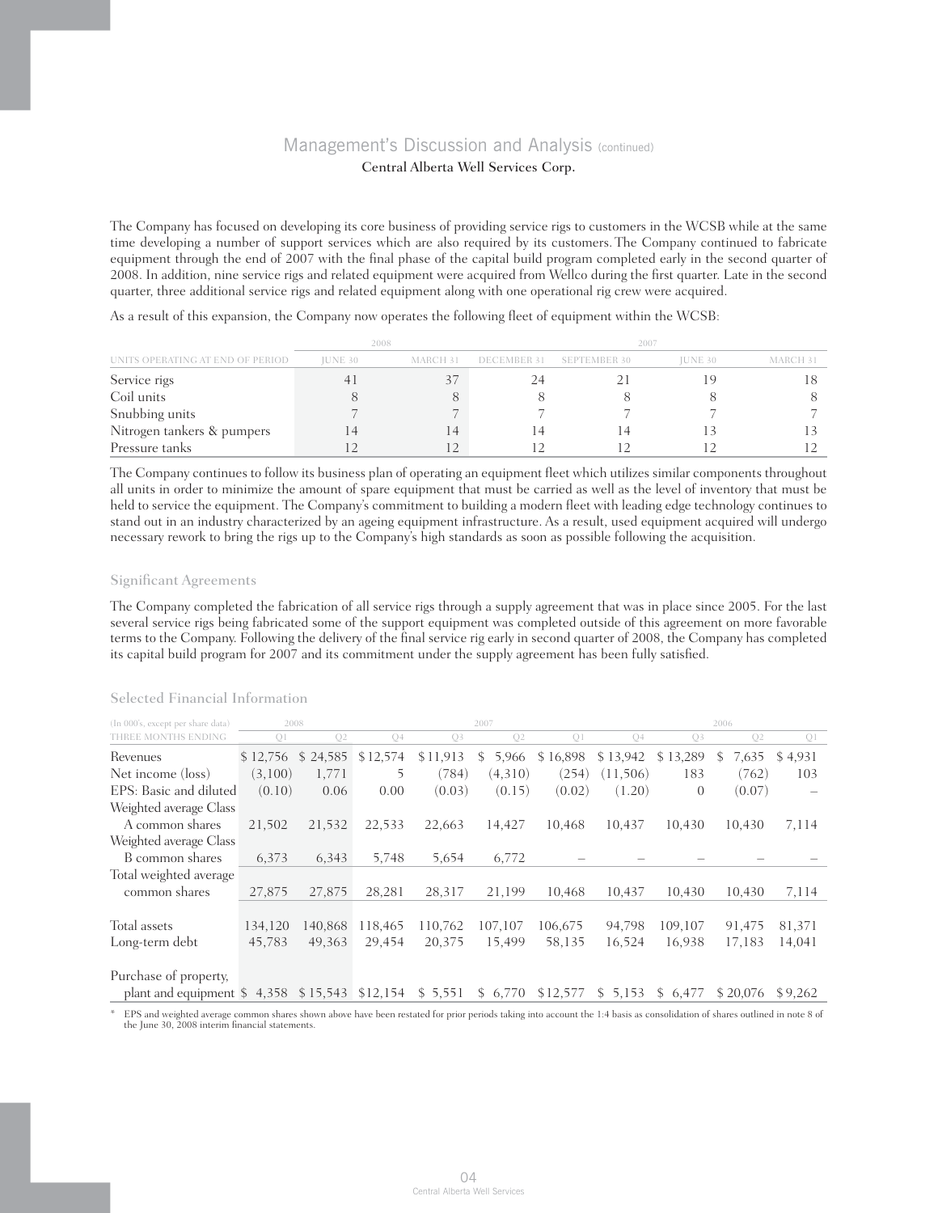The Company has focused on developing its core business of providing service rigs to customers in the WCSB while at the same time developing a number of support services which are also required by its customers. The Company continued to fabricate equipment through the end of 2007 with the final phase of the capital build program completed early in the second quarter of 2008. In addition, nine service rigs and related equipment were acquired from Wellco during the first quarter. Late in the second quarter, three additional service rigs and related equipment along with one operational rig crew were acquired.

As a result of this expansion, the Company now operates the following fleet of equipment within the WCSB:

| | 2008 | | 2007 | | | |
|---|---|---|---|---|---|---|
| UNITS OPERATING AT END OF PERIOD | JUNE 30 | MARCH 31 | DECEMBER 31 | SEPTEMBER 30 | JUNE 30 | MARCH 31 |
| Service rigs | 41 | 37 | 24 | 21 | 19 | 18 |
| Coil units | 8 | 8 | 8 | 8 | 8 | 8 |
| Snubbing units | 7 | 7 | 7 | 7 | 7 | 7 |
| Nitrogen tankers & pumpers | 14 | 14 | 14 | 14 | 13 | 13 |
| Pressure tanks | 12 | 12 | 12 | 12 | 12 | 12 |

The Company continues to follow its business plan of operating an equipment fleet which utilizes similar components throughout all units in order to minimize the amount of spare equipment that must be carried as well as the level of inventory that must be held to service the equipment. The Company's commitment to building a modern fleet with leading edge technology continues to stand out in an industry characterized by an ageing equipment infrastructure. As a result, used equipment acquired will undergo necessary rework to bring the rigs up to the Company's high standards as soon as possible following the acquisition.

## Significant Agreements

The Company completed the fabrication of all service rigs through a supply agreement that was in place since 2005. For the last several service rigs being fabricated some of the support equipment was completed outside of this agreement on more favorable terms to the Company. Following the delivery of the final service rig early in second quarter of 2008, the Company has completed its capital build program for 2007 and its commitment under the supply agreement has been fully satisfied.

## Selected Financial Information

| (In 000's, except per share data) | 2008 | | 2007 | | | | 2006 | | | |
|---|---|---|---|---|---|---|---|---|---|---|
| THREE MONTHS ENDING | Q1 | Q2 | Q4 | Q3 | Q2 | Q1 | Q4 | Q3 | Q2 | Q1 |
| Revenues | $ 12,756 | $ 24,585 | $ 12,574 | $ 11,913 | $ 5,966 | $ 16,898 | $ 13,942 | $ 13,289 | $ 7,635 | $ 4,931 |
| Net income (loss) | (3,100) | 1,771 | 5 | (784) | (4,310) | (254) | (11,506) | 183 | (762) | 103 |
| EPS: Basic and diluted | (0.10) | 0.06 | 0.00 | (0.03) | (0.15) | (0.02) | (1.20) | 0 | (0.07) | – |
| Weighted average Class A common shares | 21,502 | 21,532 | 22,533 | 22,663 | 14,427 | 10,468 | 10,437 | 10,430 | 10,430 | 7,114 |
| Weighted average Class B common shares | 6,373 | 6,343 | 5,748 | 5,654 | 6,772 | – | – | – | – | – |
| Total weighted average common shares | 27,875 | 27,875 | 28,281 | 28,317 | 21,199 | 10,468 | 10,437 | 10,430 | 10,430 | 7,114 |
| Total assets | 134,120 | 140,868 | 118,465 | 110,762 | 107,107 | 106,675 | 94,798 | 109,107 | 91,475 | 81,371 |
| Long-term debt | 45,783 | 49,363 | 29,454 | 20,375 | 15,499 | 58,135 | 16,524 | 16,938 | 17,183 | 14,041 |
| Purchase of property, plant and equipment | $ 4,358 | $ 15,543 | $ 12,154 | $ 5,551 | $ 6,770 | $ 12,577 | $ 5,153 | $ 6,477 | $ 20,076 | $ 9,262 |

\* EPS and weighted average common shares shown above have been restated for prior periods taking into account the 1:4 basis as consolidation of shares outlined in note 8 of the June 30, 2008 interim financial statements.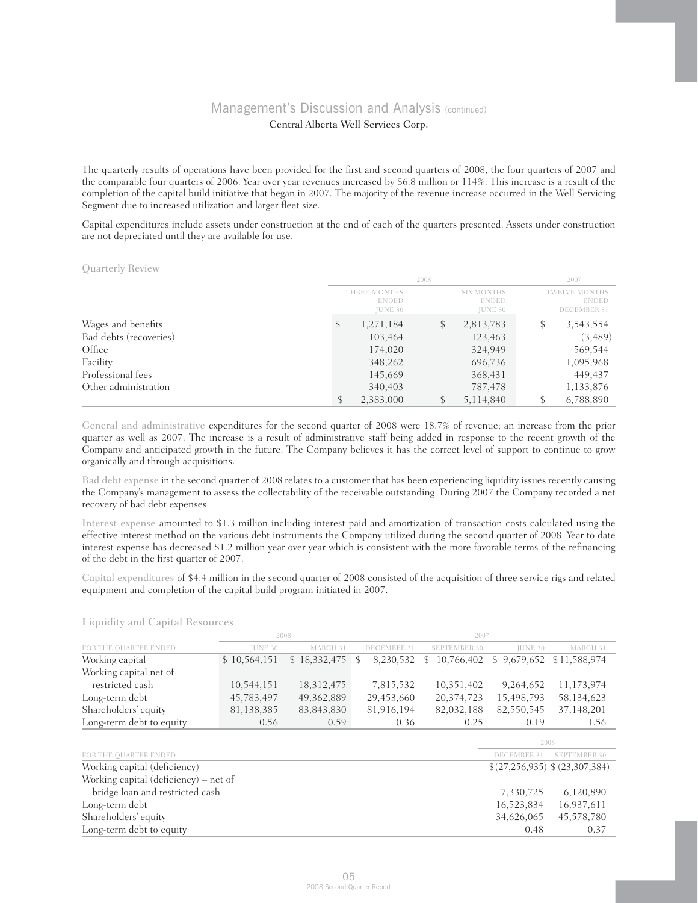# Management's Discussion and Analysis (continued)

**Central Alberta Well Services Corp.**

The quarterly results of operations have been provided for the first and second quarters of 2008, the four quarters of 2007 and the comparable four quarters of 2006. Year over year revenues increased by $6.8 million or 114%. This increase is a result of the completion of the capital build initiative that began in 2007. The majority of the revenue increase occurred in the Well Servicing Segment due to increased utilization and larger fleet size.

Capital expenditures include assets under construction at the end of each of the quarters presented. Assets under construction are not depreciated until they are available for use.

## Quarterly Review

| | 2008 | | 2007 |
|---|---|---|---|
| | THREE MONTHS ENDED JUNE 30 | SIX MONTHS ENDED JUNE 30 | TWELVE MONTHS ENDED DECEMBER 31 |
| Wages and benefits | $ 1,271,184 | $ 2,813,783 | $ 3,543,554 |
| Bad debts (recoveries) | 103,464 | 123,463 | (3,489) |
| Office | 174,020 | 324,949 | 569,544 |
| Facility | 348,262 | 696,736 | 1,095,968 |
| Professional fees | 145,669 | 368,431 | 449,437 |
| Other administration | 340,403 | 787,478 | 1,133,876 |
| | $ 2,383,000 | $ 5,114,840 | $ 6,788,890 |

**General and administrative** expenditures for the second quarter of 2008 were 18.7% of revenue; an increase from the prior quarter as well as 2007. The increase is a result of administrative staff being added in response to the recent growth of the Company and anticipated growth in the future. The Company believes it has the correct level of support to continue to grow organically and through acquisitions.

**Bad debt expense** in the second quarter of 2008 relates to a customer that has been experiencing liquidity issues recently causing the Company's management to assess the collectability of the receivable outstanding. During 2007 the Company recorded a net recovery of bad debt expenses.

**Interest expense** amounted to $1.3 million including interest paid and amortization of transaction costs calculated using the effective interest method on the various debt instruments the Company utilized during the second quarter of 2008. Year to date interest expense has decreased $1.2 million year over year which is consistent with the more favorable terms of the refinancing of the debt in the first quarter of 2007.

**Capital expenditures** of $4.4 million in the second quarter of 2008 consisted of the acquisition of three service rigs and related equipment and completion of the capital build program initiated in 2007.

## Liquidity and Capital Resources

| | 2008 | | 2007 | | | |
|---|---|---|---|---|---|---|
| FOR THE QUARTER ENDED | JUNE 30 | MARCH 31 | DECEMBER 31 | SEPTEMBER 30 | JUNE 30 | MARCH 31 |
| Working capital | $ 10,564,151 | $ 18,332,475 | $ 8,230,532 | $ 10,766,402 | $ 9,679,652 | $ 11,588,974 |
| Working capital net of restricted cash | 10,544,151 | 18,312,475 | 7,815,532 | 10,351,402 | 9,264,652 | 11,173,974 |
| Long-term debt | 45,783,497 | 49,362,889 | 29,453,660 | 20,374,723 | 15,498,793 | 58,134,623 |
| Shareholders' equity | 81,138,385 | 83,843,830 | 81,916,194 | 82,032,188 | 82,550,545 | 37,148,201 |
| Long-term debt to equity | 0.56 | 0.59 | 0.36 | 0.25 | 0.19 | 1.56 |

| | 2006 | |
|---|---|---|
| FOR THE QUARTER ENDED | DECEMBER 31 | SEPTEMBER 30 |
| Working capital (deficiency) | $(27,256,935) | $ (23,307,384) |
| Working capital (deficiency) – net of bridge loan and restricted cash | 7,330,725 | 6,120,890 |
| Long-term debt | 16,523,834 | 16,937,611 |
| Shareholders' equity | 34,626,065 | 45,578,780 |
| Long-term debt to equity | 0.48 | 0.37 |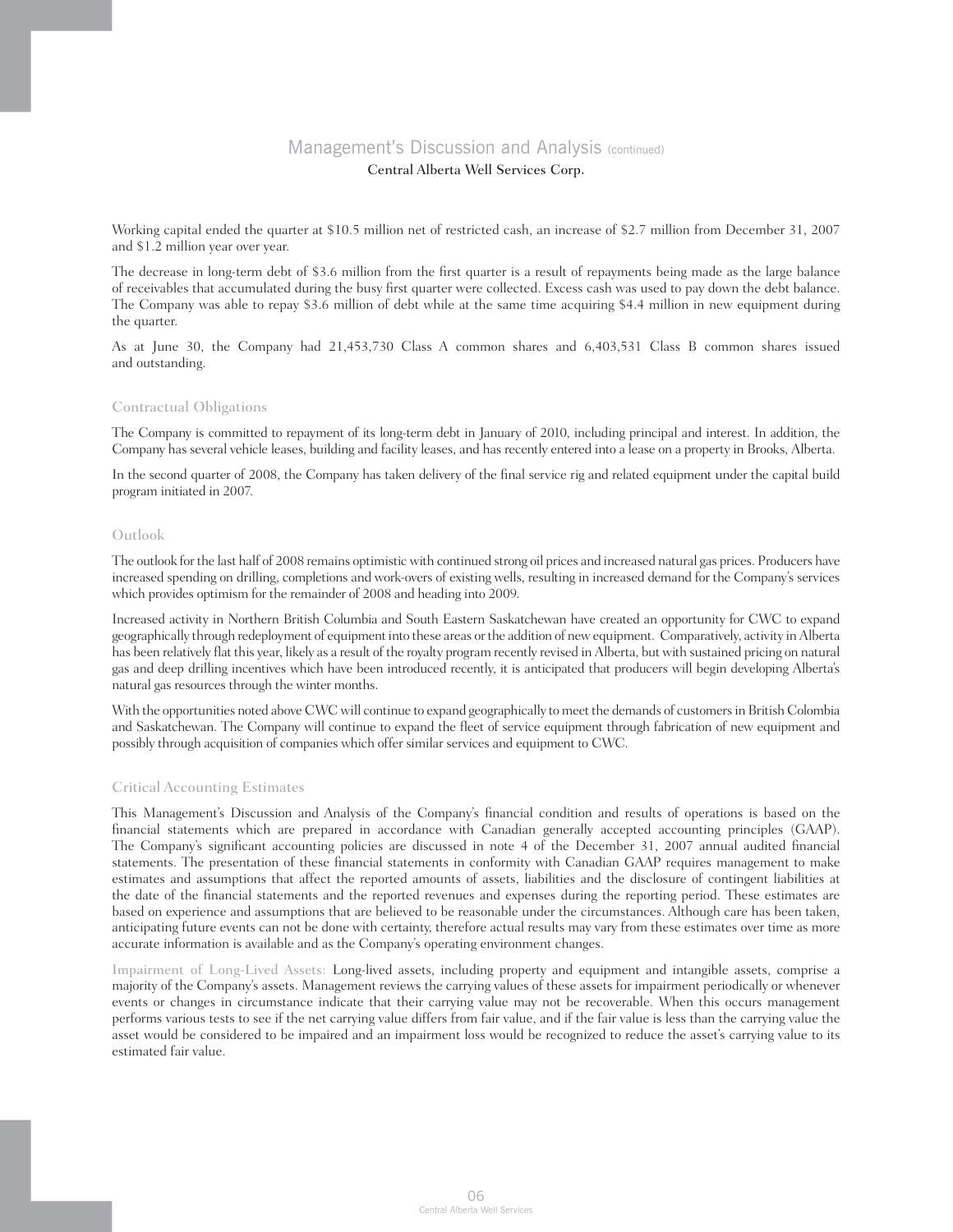Working capital ended the quarter at $10.5 million net of restricted cash, an increase of $2.7 million from December 31, 2007 and $1.2 million year over year.

The decrease in long-term debt of $3.6 million from the first quarter is a result of repayments being made as the large balance of receivables that accumulated during the busy first quarter were collected. Excess cash was used to pay down the debt balance. The Company was able to repay $3.6 million of debt while at the same time acquiring $4.4 million in new equipment during the quarter.

As at June 30, the Company had 21,453,730 Class A common shares and 6,403,531 Class B common shares issued and outstanding.

## Contractual Obligations

The Company is committed to repayment of its long-term debt in January of 2010, including principal and interest. In addition, the Company has several vehicle leases, building and facility leases, and has recently entered into a lease on a property in Brooks, Alberta.

In the second quarter of 2008, the Company has taken delivery of the final service rig and related equipment under the capital build program initiated in 2007.

## Outlook

The outlook for the last half of 2008 remains optimistic with continued strong oil prices and increased natural gas prices. Producers have increased spending on drilling, completions and work-overs of existing wells, resulting in increased demand for the Company's services which provides optimism for the remainder of 2008 and heading into 2009.

Increased activity in Northern British Columbia and South Eastern Saskatchewan have created an opportunity for CWC to expand geographically through redeployment of equipment into these areas or the addition of new equipment. Comparatively, activity in Alberta has been relatively flat this year, likely as a result of the royalty program recently revised in Alberta, but with sustained pricing on natural gas and deep drilling incentives which have been introduced recently, it is anticipated that producers will begin developing Alberta's natural gas resources through the winter months.

With the opportunities noted above CWC will continue to expand geographically to meet the demands of customers in British Colombia and Saskatchewan. The Company will continue to expand the fleet of service equipment through fabrication of new equipment and possibly through acquisition of companies which offer similar services and equipment to CWC.

## Critical Accounting Estimates

This Management's Discussion and Analysis of the Company's financial condition and results of operations is based on the financial statements which are prepared in accordance with Canadian generally accepted accounting principles (GAAP). The Company's significant accounting policies are discussed in note 4 of the December 31, 2007 annual audited financial statements. The presentation of these financial statements in conformity with Canadian GAAP requires management to make estimates and assumptions that affect the reported amounts of assets, liabilities and the disclosure of contingent liabilities at the date of the financial statements and the reported revenues and expenses during the reporting period. These estimates are based on experience and assumptions that are believed to be reasonable under the circumstances. Although care has been taken, anticipating future events can not be done with certainty, therefore actual results may vary from these estimates over time as more accurate information is available and as the Company's operating environment changes.

Impairment of Long-Lived Assets: Long-lived assets, including property and equipment and intangible assets, comprise a majority of the Company's assets. Management reviews the carrying values of these assets for impairment periodically or whenever events or changes in circumstance indicate that their carrying value may not be recoverable. When this occurs management performs various tests to see if the net carrying value differs from fair value, and if the fair value is less than the carrying value the asset would be considered to be impaired and an impairment loss would be recognized to reduce the asset's carrying value to its estimated fair value.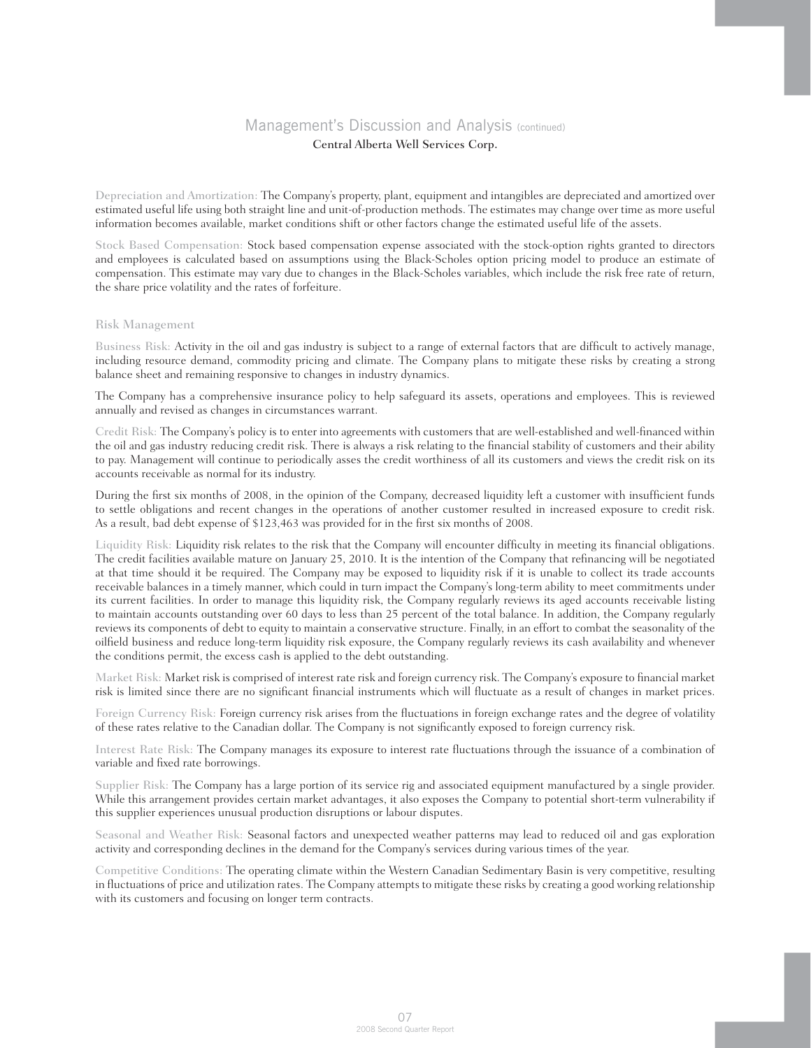Depreciation and Amortization: The Company's property, plant, equipment and intangibles are depreciated and amortized over estimated useful life using both straight line and unit-of-production methods. The estimates may change over time as more useful information becomes available, market conditions shift or other factors change the estimated useful life of the assets.

Stock Based Compensation: Stock based compensation expense associated with the stock-option rights granted to directors and employees is calculated based on assumptions using the Black-Scholes option pricing model to produce an estimate of compensation. This estimate may vary due to changes in the Black-Scholes variables, which include the risk free rate of return, the share price volatility and the rates of forfeiture.

## Risk Management

Business Risk: Activity in the oil and gas industry is subject to a range of external factors that are difficult to actively manage, including resource demand, commodity pricing and climate. The Company plans to mitigate these risks by creating a strong balance sheet and remaining responsive to changes in industry dynamics.

The Company has a comprehensive insurance policy to help safeguard its assets, operations and employees. This is reviewed annually and revised as changes in circumstances warrant.

Credit Risk: The Company's policy is to enter into agreements with customers that are well-established and well-financed within the oil and gas industry reducing credit risk. There is always a risk relating to the financial stability of customers and their ability to pay. Management will continue to periodically asses the credit worthiness of all its customers and views the credit risk on its accounts receivable as normal for its industry.

During the first six months of 2008, in the opinion of the Company, decreased liquidity left a customer with insufficient funds to settle obligations and recent changes in the operations of another customer resulted in increased exposure to credit risk. As a result, bad debt expense of $123,463 was provided for in the first six months of 2008.

Liquidity Risk: Liquidity risk relates to the risk that the Company will encounter difficulty in meeting its financial obligations. The credit facilities available mature on January 25, 2010. It is the intention of the Company that refinancing will be negotiated at that time should it be required. The Company may be exposed to liquidity risk if it is unable to collect its trade accounts receivable balances in a timely manner, which could in turn impact the Company's long-term ability to meet commitments under its current facilities. In order to manage this liquidity risk, the Company regularly reviews its aged accounts receivable listing to maintain accounts outstanding over 60 days to less than 25 percent of the total balance. In addition, the Company regularly reviews its components of debt to equity to maintain a conservative structure. Finally, in an effort to combat the seasonality of the oilfield business and reduce long-term liquidity risk exposure, the Company regularly reviews its cash availability and whenever the conditions permit, the excess cash is applied to the debt outstanding.

Market Risk: Market risk is comprised of interest rate risk and foreign currency risk. The Company's exposure to financial market risk is limited since there are no significant financial instruments which will fluctuate as a result of changes in market prices.

Foreign Currency Risk: Foreign currency risk arises from the fluctuations in foreign exchange rates and the degree of volatility of these rates relative to the Canadian dollar. The Company is not significantly exposed to foreign currency risk.

Interest Rate Risk: The Company manages its exposure to interest rate fluctuations through the issuance of a combination of variable and fixed rate borrowings.

Supplier Risk: The Company has a large portion of its service rig and associated equipment manufactured by a single provider. While this arrangement provides certain market advantages, it also exposes the Company to potential short-term vulnerability if this supplier experiences unusual production disruptions or labour disputes.

Seasonal and Weather Risk: Seasonal factors and unexpected weather patterns may lead to reduced oil and gas exploration activity and corresponding declines in the demand for the Company's services during various times of the year.

Competitive Conditions: The operating climate within the Western Canadian Sedimentary Basin is very competitive, resulting in fluctuations of price and utilization rates. The Company attempts to mitigate these risks by creating a good working relationship with its customers and focusing on longer term contracts.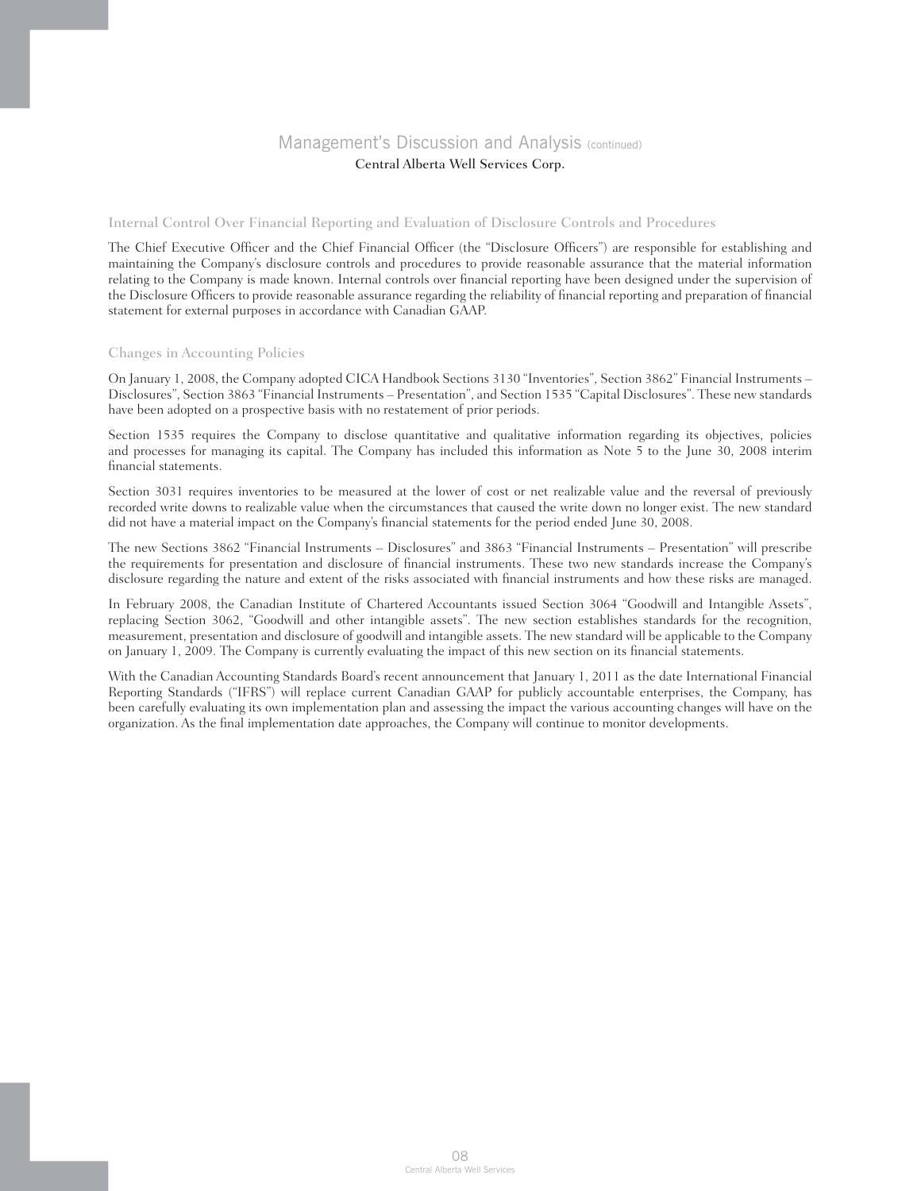## Internal Control Over Financial Reporting and Evaluation of Disclosure Controls and Procedures

The Chief Executive Officer and the Chief Financial Officer (the "Disclosure Officers") are responsible for establishing and maintaining the Company's disclosure controls and procedures to provide reasonable assurance that the material information relating to the Company is made known. Internal controls over financial reporting have been designed under the supervision of the Disclosure Officers to provide reasonable assurance regarding the reliability of financial reporting and preparation of financial statement for external purposes in accordance with Canadian GAAP.

## Changes in Accounting Policies

On January 1, 2008, the Company adopted CICA Handbook Sections 3130 "Inventories", Section 3862" Financial Instruments – Disclosures", Section 3863 "Financial Instruments – Presentation", and Section 1535 "Capital Disclosures". These new standards have been adopted on a prospective basis with no restatement of prior periods.

Section 1535 requires the Company to disclose quantitative and qualitative information regarding its objectives, policies and processes for managing its capital. The Company has included this information as Note 5 to the June 30, 2008 interim financial statements.

Section 3031 requires inventories to be measured at the lower of cost or net realizable value and the reversal of previously recorded write downs to realizable value when the circumstances that caused the write down no longer exist. The new standard did not have a material impact on the Company's financial statements for the period ended June 30, 2008.

The new Sections 3862 "Financial Instruments – Disclosures" and 3863 "Financial Instruments – Presentation" will prescribe the requirements for presentation and disclosure of financial instruments. These two new standards increase the Company's disclosure regarding the nature and extent of the risks associated with financial instruments and how these risks are managed.

In February 2008, the Canadian Institute of Chartered Accountants issued Section 3064 "Goodwill and Intangible Assets", replacing Section 3062, "Goodwill and other intangible assets". The new section establishes standards for the recognition, measurement, presentation and disclosure of goodwill and intangible assets. The new standard will be applicable to the Company on January 1, 2009. The Company is currently evaluating the impact of this new section on its financial statements.

With the Canadian Accounting Standards Board's recent announcement that January 1, 2011 as the date International Financial Reporting Standards ("IFRS") will replace current Canadian GAAP for publicly accountable enterprises, the Company, has been carefully evaluating its own implementation plan and assessing the impact the various accounting changes will have on the organization. As the final implementation date approaches, the Company will continue to monitor developments.